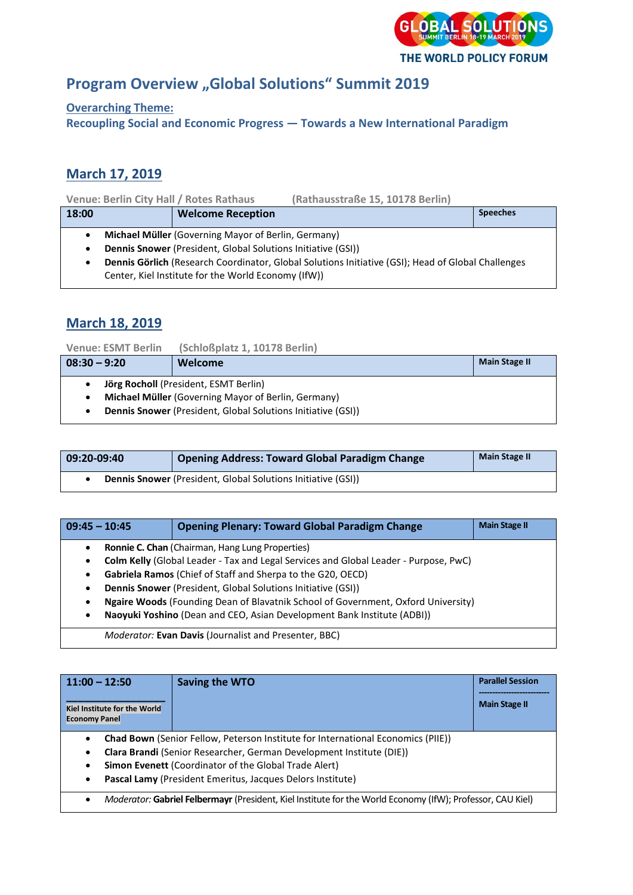GLOBAL SOLUTIONS SUMMIT BERLIN 18-19 MARCH 2019

THE WORLD POLICY FORUM

# Program Overview „Global Solutions" Summit 2019

**Overarching Theme:**

**Recoupling Social and Economic Progress — Towards a New International Paradigm**

## March 17, 2019

Venue: Berlin City Hall / Rotes Rathaus (Rathausstraße 15, 10178 Berlin)

| 18:00 | Welcome Reception | Speeches |
|---|---|---|

- **Michael Müller** (Governing Mayor of Berlin, Germany)
- **Dennis Snower** (President, Global Solutions Initiative (GSI))
- **Dennis Görlich** (Research Coordinator, Global Solutions Initiative (GSI); Head of Global Challenges Center, Kiel Institute for the World Economy (IfW))

## March 18, 2019

Venue: ESMT Berlin (Schloßplatz 1, 10178 Berlin)

| 08:30 – 9:20 | Welcome | Main Stage II |
|---|---|---|

- **Jörg Rocholl** (President, ESMT Berlin)
- **Michael Müller** (Governing Mayor of Berlin, Germany)
- **Dennis Snower** (President, Global Solutions Initiative (GSI))

| 09:20-09:40 | Opening Address: Toward Global Paradigm Change | Main Stage II |
|---|---|---|

- **Dennis Snower** (President, Global Solutions Initiative (GSI))

| 09:45 – 10:45 | Opening Plenary: Toward Global Paradigm Change | Main Stage II |
|---|---|---|

- **Ronnie C. Chan** (Chairman, Hang Lung Properties)
- **Colm Kelly** (Global Leader - Tax and Legal Services and Global Leader - Purpose, PwC)
- **Gabriela Ramos** (Chief of Staff and Sherpa to the G20, OECD)
- **Dennis Snower** (President, Global Solutions Initiative (GSI))
- **Ngaire Woods** (Founding Dean of Blavatnik School of Government, Oxford University)
- **Naoyuki Yoshino** (Dean and CEO, Asian Development Bank Institute (ADBI))

*Moderator:* **Evan Davis** (Journalist and Presenter, BBC)

| 11:00 – 12:50<br>Kiel Institute for the World Economy Panel | Saving the WTO | Parallel Session<br>Main Stage II |
|---|---|---|

- **Chad Bown** (Senior Fellow, Peterson Institute for International Economics (PIIE))
- **Clara Brandi** (Senior Researcher, German Development Institute (DIE))
- **Simon Evenett** (Coordinator of the Global Trade Alert)
- **Pascal Lamy** (President Emeritus, Jacques Delors Institute)

- *Moderator:* **Gabriel Felbermayr** (President, Kiel Institute for the World Economy (IfW); Professor, CAU Kiel)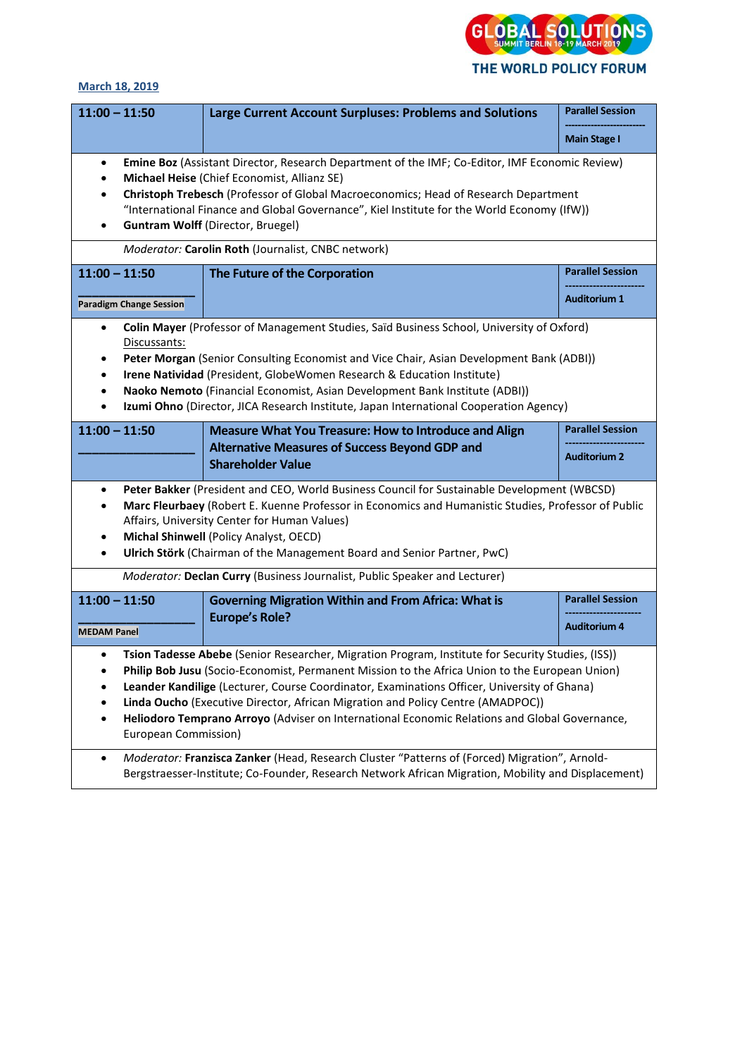March 18, 2019

| 11:00 – 11:50 | Large Current Account Surpluses: Problems and Solutions | Parallel Session<br>------------------------<br>Main Stage I |
|---|---|---|

- **Emine Boz** (Assistant Director, Research Department of the IMF; Co-Editor, IMF Economic Review)
- **Michael Heise** (Chief Economist, Allianz SE)
- **Christoph Trebesch** (Professor of Global Macroeconomics; Head of Research Department "International Finance and Global Governance", Kiel Institute for the World Economy (IfW))
- **Guntram Wolff** (Director, Bruegel)

*Moderator:* **Carolin Roth** (Journalist, CNBC network)

| 11:00 – 11:50<br>Paradigm Change Session | The Future of the Corporation | Parallel Session<br>------------------------<br>Auditorium 1 |
|---|---|---|

- **Colin Mayer** (Professor of Management Studies, Saïd Business School, University of Oxford)
  Discussants:
- **Peter Morgan** (Senior Consulting Economist and Vice Chair, Asian Development Bank (ADBI))
- **Irene Natividad** (President, GlobeWomen Research & Education Institute)
- **Naoko Nemoto** (Financial Economist, Asian Development Bank Institute (ADBI))
- **Izumi Ohno** (Director, JICA Research Institute, Japan International Cooperation Agency)

| 11:00 – 11:50 | Measure What You Treasure: How to Introduce and Align Alternative Measures of Success Beyond GDP and Shareholder Value | Parallel Session<br>------------------------<br>Auditorium 2 |
|---|---|---|

- **Peter Bakker** (President and CEO, World Business Council for Sustainable Development (WBCSD)
- **Marc Fleurbaey** (Robert E. Kuenne Professor in Economics and Humanistic Studies, Professor of Public Affairs, University Center for Human Values)
- **Michal Shinwell** (Policy Analyst, OECD)
- **Ulrich Störk** (Chairman of the Management Board and Senior Partner, PwC)

*Moderator:* **Declan Curry** (Business Journalist, Public Speaker and Lecturer)

| 11:00 – 11:50<br>MEDAM Panel | Governing Migration Within and From Africa: What is Europe's Role? | Parallel Session<br>------------------------<br>Auditorium 4 |
|---|---|---|

- **Tsion Tadesse Abebe** (Senior Researcher, Migration Program, Institute for Security Studies, (ISS))
- **Philip Bob Jusu** (Socio-Economist, Permanent Mission to the Africa Union to the European Union)
- **Leander Kandilige** (Lecturer, Course Coordinator, Examinations Officer, University of Ghana)
- **Linda Oucho** (Executive Director, African Migration and Policy Centre (AMADPOC))
- **Heliodoro Temprano Arroyo** (Adviser on International Economic Relations and Global Governance, European Commission)

- *Moderator:* **Franzisca Zanker** (Head, Research Cluster "Patterns of (Forced) Migration", Arnold-Bergstraesser-Institute; Co-Founder, Research Network African Migration, Mobility and Displacement)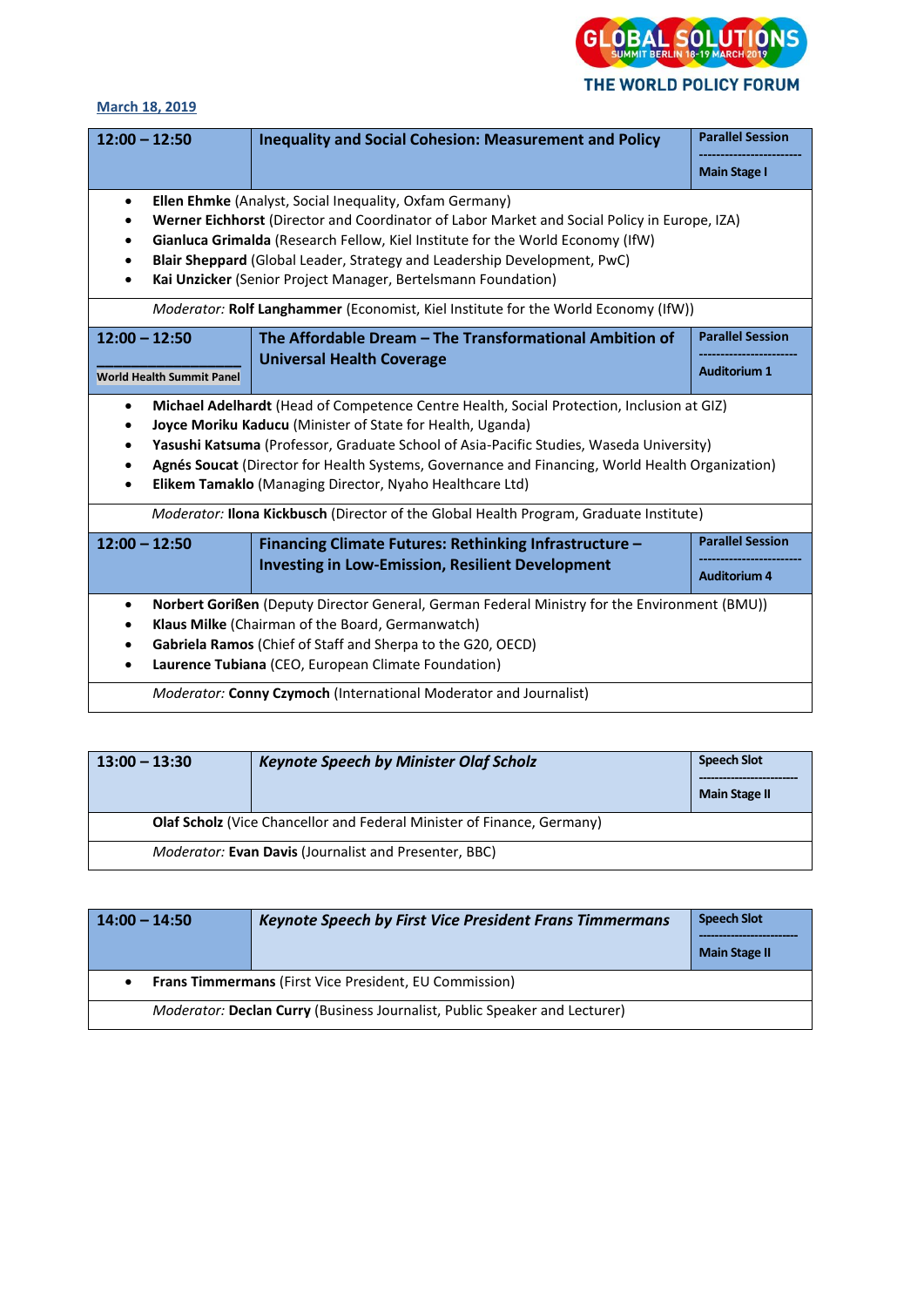March 18, 2019

| 12:00 – 12:50 | Inequality and Social Cohesion: Measurement and Policy | Parallel Session / Main Stage I |
|---|---|---|

- **Ellen Ehmke** (Analyst, Social Inequality, Oxfam Germany)
- **Werner Eichhorst** (Director and Coordinator of Labor Market and Social Policy in Europe, IZA)
- **Gianluca Grimalda** (Research Fellow, Kiel Institute for the World Economy (IfW)
- **Blair Sheppard** (Global Leader, Strategy and Leadership Development, PwC)
- **Kai Unzicker** (Senior Project Manager, Bertelsmann Foundation)

*Moderator:* **Rolf Langhammer** (Economist, Kiel Institute for the World Economy (IfW))

| 12:00 – 12:50 / World Health Summit Panel | The Affordable Dream – The Transformational Ambition of Universal Health Coverage | Parallel Session / Auditorium 1 |
|---|---|---|

- **Michael Adelhardt** (Head of Competence Centre Health, Social Protection, Inclusion at GIZ)
- **Joyce Moriku Kaducu** (Minister of State for Health, Uganda)
- **Yasushi Katsuma** (Professor, Graduate School of Asia-Pacific Studies, Waseda University)
- **Agnés Soucat** (Director for Health Systems, Governance and Financing, World Health Organization)
- **Elikem Tamaklo** (Managing Director, Nyaho Healthcare Ltd)

*Moderator:* **Ilona Kickbusch** (Director of the Global Health Program, Graduate Institute)

| 12:00 – 12:50 | Financing Climate Futures: Rethinking Infrastructure – Investing in Low-Emission, Resilient Development | Parallel Session / Auditorium 4 |
|---|---|---|

- **Norbert Gorißen** (Deputy Director General, German Federal Ministry for the Environment (BMU))
- **Klaus Milke** (Chairman of the Board, Germanwatch)
- **Gabriela Ramos** (Chief of Staff and Sherpa to the G20, OECD)
- **Laurence Tubiana** (CEO, European Climate Foundation)

*Moderator:* **Conny Czymoch** (International Moderator and Journalist)

| 13:00 – 13:30 | *Keynote Speech by Minister Olaf Scholz* | Speech Slot / Main Stage II |
|---|---|---|

**Olaf Scholz** (Vice Chancellor and Federal Minister of Finance, Germany)

*Moderator:* **Evan Davis** (Journalist and Presenter, BBC)

| 14:00 – 14:50 | *Keynote Speech by First Vice President Frans Timmermans* | Speech Slot / Main Stage II |
|---|---|---|

- **Frans Timmermans** (First Vice President, EU Commission)

*Moderator:* **Declan Curry** (Business Journalist, Public Speaker and Lecturer)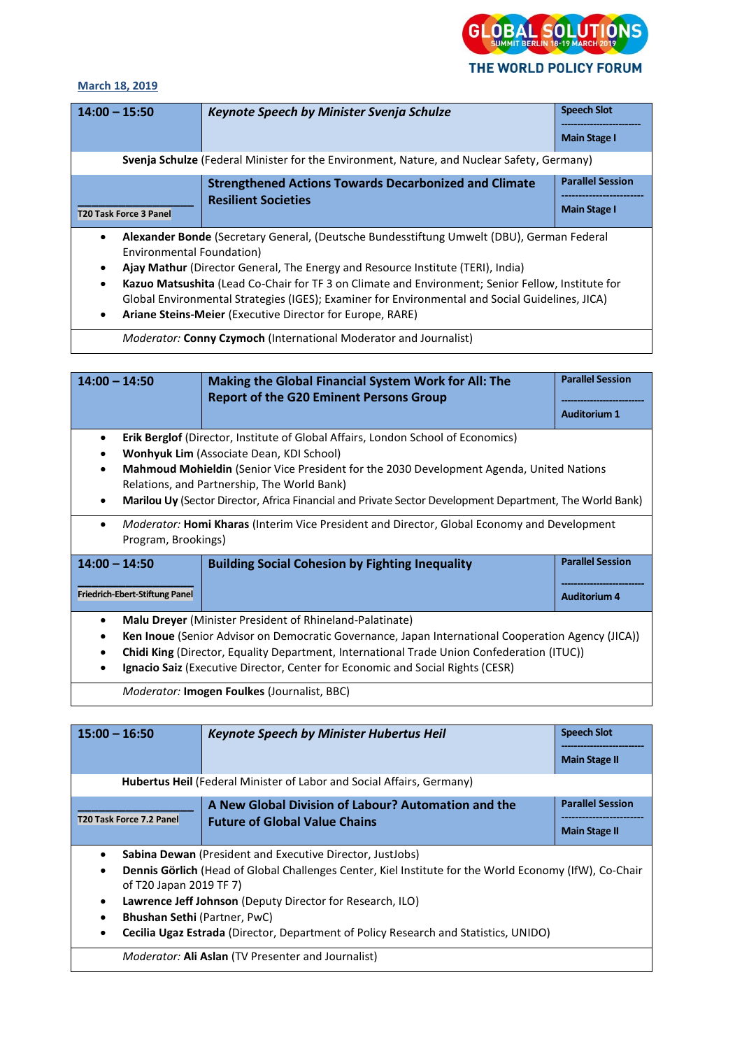**March 18, 2019**

| 14:00 – 15:50 | *Keynote Speech by Minister Svenja Schulze* | Speech Slot / Main Stage I |
|---|---|---|

**Svenja Schulze** (Federal Minister for the Environment, Nature, and Nuclear Safety, Germany)

| T20 Task Force 3 Panel | **Strengthened Actions Towards Decarbonized and Climate Resilient Societies** | Parallel Session / Main Stage I |
|---|---|---|

- **Alexander Bonde** (Secretary General, (Deutsche Bundesstiftung Umwelt (DBU), German Federal Environmental Foundation)
- **Ajay Mathur** (Director General, The Energy and Resource Institute (TERI), India)
- **Kazuo Matsushita** (Lead Co-Chair for TF 3 on Climate and Environment; Senior Fellow, Institute for Global Environmental Strategies (IGES); Examiner for Environmental and Social Guidelines, JICA)
- **Ariane Steins-Meier** (Executive Director for Europe, RARE)

*Moderator:* **Conny Czymoch** (International Moderator and Journalist)

| 14:00 – 14:50 | **Making the Global Financial System Work for All: The Report of the G20 Eminent Persons Group** | Parallel Session / Auditorium 1 |
|---|---|---|

- **Erik Berglof** (Director, Institute of Global Affairs, London School of Economics)
- **Wonhyuk Lim** (Associate Dean, KDI School)
- **Mahmoud Mohieldin** (Senior Vice President for the 2030 Development Agenda, United Nations Relations, and Partnership, The World Bank)
- **Marilou Uy** (Sector Director, Africa Financial and Private Sector Development Department, The World Bank)

- *Moderator:* **Homi Kharas** (Interim Vice President and Director, Global Economy and Development Program, Brookings)

| 14:00 – 14:50<br>Friedrich-Ebert-Stiftung Panel | **Building Social Cohesion by Fighting Inequality** | Parallel Session / Auditorium 4 |
|---|---|---|

- **Malu Dreyer** (Minister President of Rhineland-Palatinate)
- **Ken Inoue** (Senior Advisor on Democratic Governance, Japan International Cooperation Agency (JICA))
- **Chidi King** (Director, Equality Department, International Trade Union Confederation (ITUC))
- **Ignacio Saiz** (Executive Director, Center for Economic and Social Rights (CESR)

*Moderator:* **Imogen Foulkes** (Journalist, BBC)

| 15:00 – 16:50 | *Keynote Speech by Minister Hubertus Heil* | Speech Slot / Main Stage II |
|---|---|---|

**Hubertus Heil** (Federal Minister of Labor and Social Affairs, Germany)

| T20 Task Force 7.2 Panel | **A New Global Division of Labour? Automation and the Future of Global Value Chains** | Parallel Session / Main Stage II |
|---|---|---|

- **Sabina Dewan** (President and Executive Director, JustJobs)
- **Dennis Görlich** (Head of Global Challenges Center, Kiel Institute for the World Economy (IfW), Co-Chair of T20 Japan 2019 TF 7)
- **Lawrence Jeff Johnson** (Deputy Director for Research, ILO)
- **Bhushan Sethi** (Partner, PwC)
- **Cecilia Ugaz Estrada** (Director, Department of Policy Research and Statistics, UNIDO)

*Moderator:* **Ali Aslan** (TV Presenter and Journalist)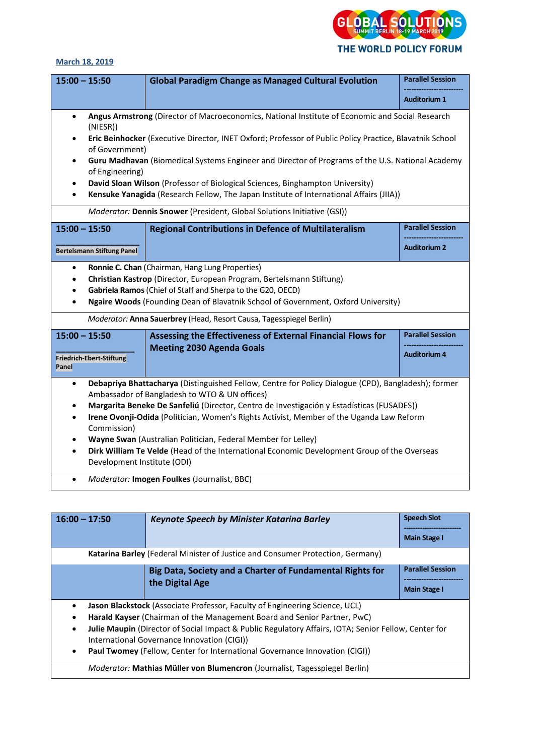GLOBAL SOLUTIONS SUMMIT BERLIN 18-19 MARCH 2019
THE WORLD POLICY FORUM

**March 18, 2019**

| 15:00 – 15:50 | **Global Paradigm Change as Managed Cultural Evolution** | **Parallel Session** / **Auditorium 1** |
|---|---|---|

- **Angus Armstrong** (Director of Macroeconomics, National Institute of Economic and Social Research (NIESR))
- **Eric Beinhocker** (Executive Director, INET Oxford; Professor of Public Policy Practice, Blavatnik School of Government)
- **Guru Madhavan** (Biomedical Systems Engineer and Director of Programs of the U.S. National Academy of Engineering)
- **David Sloan Wilson** (Professor of Biological Sciences, Binghampton University)
- **Kensuke Yanagida** (Research Fellow, The Japan Institute of International Affairs (JIIA))

*Moderator:* **Dennis Snower** (President, Global Solutions Initiative (GSI))

| 15:00 – 15:50 / Bertelsmann Stiftung Panel | **Regional Contributions in Defence of Multilateralism** | **Parallel Session** / **Auditorium 2** |
|---|---|---|

- **Ronnie C. Chan** (Chairman, Hang Lung Properties)
- **Christian Kastrop** (Director, European Program, Bertelsmann Stiftung)
- **Gabriela Ramos** (Chief of Staff and Sherpa to the G20, OECD)
- **Ngaire Woods** (Founding Dean of Blavatnik School of Government, Oxford University)

*Moderator:* **Anna Sauerbrey** (Head, Resort Causa, Tagesspiegel Berlin)

| 15:00 – 15:50 / Friedrich-Ebert-Stiftung Panel | **Assessing the Effectiveness of External Financial Flows for Meeting 2030 Agenda Goals** | **Parallel Session** / **Auditorium 4** |
|---|---|---|

- **Debapriya Bhattacharya** (Distinguished Fellow, Centre for Policy Dialogue (CPD), Bangladesh); former Ambassador of Bangladesh to WTO & UN offices)
- **Margarita Beneke De Sanfeliú** (Director, Centro de Investigación y Estadísticas (FUSADES))
- **Irene Ovonji-Odida** (Politician, Women's Rights Activist, Member of the Uganda Law Reform Commission)
- **Wayne Swan** (Australian Politician, Federal Member for Lelley)
- **Dirk William Te Velde** (Head of the International Economic Development Group of the Overseas Development Institute (ODI))
- *Moderator:* **Imogen Foulkes** (Journalist, BBC)

| 16:00 – 17:50 | ***Keynote Speech by Minister Katarina Barley*** | **Speech Slot** / **Main Stage I** |
|---|---|---|

**Katarina Barley** (Federal Minister of Justice and Consumer Protection, Germany)

| | **Big Data, Society and a Charter of Fundamental Rights for the Digital Age** | **Parallel Session** / **Main Stage I** |
|---|---|---|

- **Jason Blackstock** (Associate Professor, Faculty of Engineering Science, UCL)
- **Harald Kayser** (Chairman of the Management Board and Senior Partner, PwC)
- **Julie Maupin** (Director of Social Impact & Public Regulatory Affairs, IOTA; Senior Fellow, Center for International Governance Innovation (CIGI))
- **Paul Twomey** (Fellow, Center for International Governance Innovation (CIGI))

*Moderator:* **Mathias Müller von Blumencron** (Journalist, Tagesspiegel Berlin)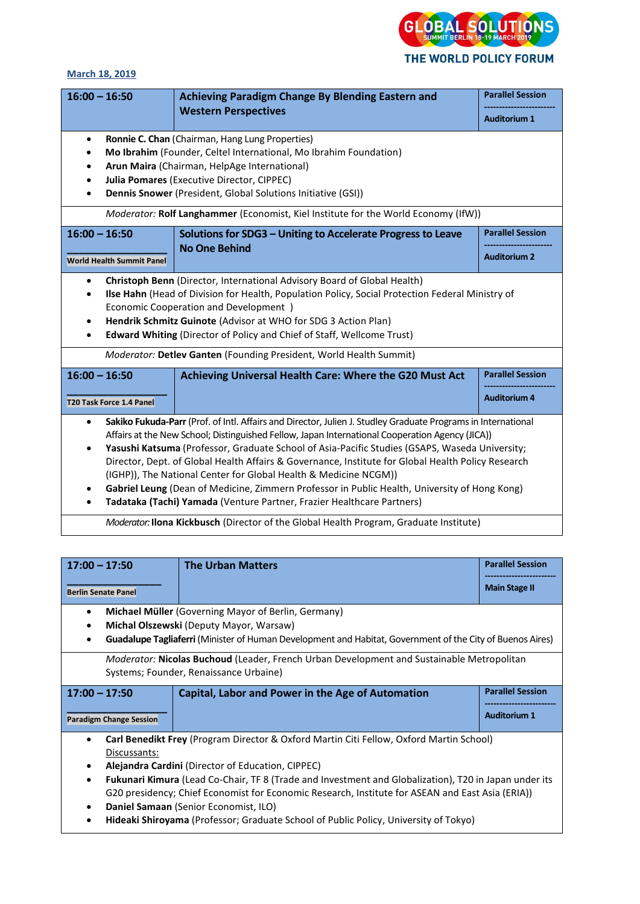March 18, 2019

| 16:00 – 16:50 | Achieving Paradigm Change By Blending Eastern and Western Perspectives | Parallel Session<br>Auditorium 1 |
|---|---|---|

- **Ronnie C. Chan** (Chairman, Hang Lung Properties)
- **Mo Ibrahim** (Founder, Celtel International, Mo Ibrahim Foundation)
- **Arun Maira** (Chairman, HelpAge International)
- **Julia Pomares** (Executive Director, CIPPEC)
- **Dennis Snower** (President, Global Solutions Initiative (GSI))

*Moderator:* **Rolf Langhammer** (Economist, Kiel Institute for the World Economy (IfW))

| 16:00 – 16:50<br>World Health Summit Panel | Solutions for SDG3 – Uniting to Accelerate Progress to Leave No One Behind | Parallel Session<br>Auditorium 2 |
|---|---|---|

- **Christoph Benn** (Director, International Advisory Board of Global Health)
- **Ilse Hahn** (Head of Division for Health, Population Policy, Social Protection Federal Ministry of Economic Cooperation and Development )
- **Hendrik Schmitz Guinote** (Advisor at WHO for SDG 3 Action Plan)
- **Edward Whiting** (Director of Policy and Chief of Staff, Wellcome Trust)

*Moderator:* **Detlev Ganten** (Founding President, World Health Summit)

| 16:00 – 16:50<br>T20 Task Force 1.4 Panel | Achieving Universal Health Care: Where the G20 Must Act | Parallel Session<br>Auditorium 4 |
|---|---|---|

- **Sakiko Fukuda-Parr** (Prof. of Intl. Affairs and Director, Julien J. Studley Graduate Programs in International Affairs at the New School; Distinguished Fellow, Japan International Cooperation Agency (JICA))
- **Yasushi Katsuma** (Professor, Graduate School of Asia-Pacific Studies (GSAPS, Waseda University; Director, Dept. of Global Health Affairs & Governance, Institute for Global Health Policy Research (IGHP)), The National Center for Global Health & Medicine NCGM))
- **Gabriel Leung** (Dean of Medicine, Zimmern Professor in Public Health, University of Hong Kong)
- **Tadataka (Tachi) Yamada** (Venture Partner, Frazier Healthcare Partners)

*Moderator:* **Ilona Kickbusch** (Director of the Global Health Program, Graduate Institute)

| 17:00 – 17:50<br>Berlin Senate Panel | The Urban Matters | Parallel Session<br>Main Stage II |
|---|---|---|

- **Michael Müller** (Governing Mayor of Berlin, Germany)
- **Michal Olszewski** (Deputy Mayor, Warsaw)
- **Guadalupe Tagliaferri** (Minister of Human Development and Habitat, Government of the City of Buenos Aires)

*Moderator:* **Nicolas Buchoud** (Leader, French Urban Development and Sustainable Metropolitan Systems; Founder, Renaissance Urbaine)

| 17:00 – 17:50<br>Paradigm Change Session | Capital, Labor and Power in the Age of Automation | Parallel Session<br>Auditorium 1 |
|---|---|---|

- **Carl Benedikt Frey** (Program Director & Oxford Martin Citi Fellow, Oxford Martin School)

  Discussants:
- **Alejandra Cardini** (Director of Education, CIPPEC)
- **Fukunari Kimura** (Lead Co-Chair, TF 8 (Trade and Investment and Globalization), T20 in Japan under its G20 presidency; Chief Economist for Economic Research, Institute for ASEAN and East Asia (ERIA))
- **Daniel Samaan** (Senior Economist, ILO)
- **Hideaki Shiroyama** (Professor; Graduate School of Public Policy, University of Tokyo)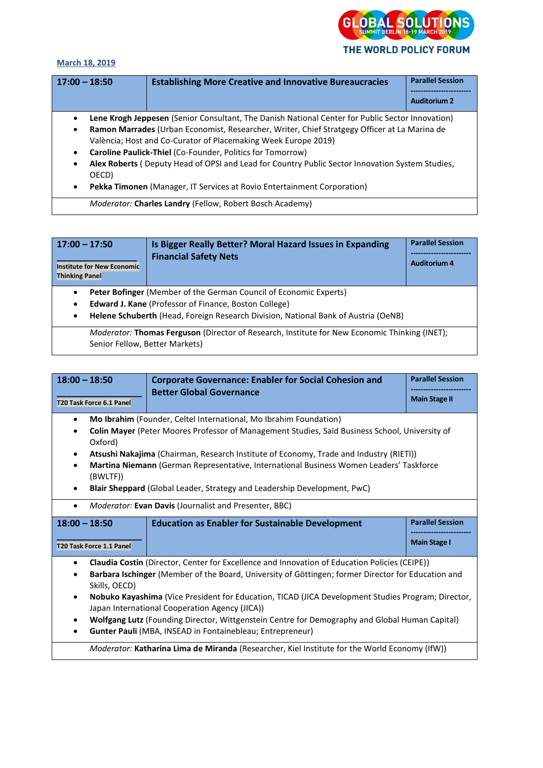GLOBAL SOLUTIONS SUMMIT BERLIN 18-19 MARCH 2019
THE WORLD POLICY FORUM

**March 18, 2019**

| **17:00 – 18:50** | **Establishing More Creative and Innovative Bureaucracies** | **Parallel Session** ------------------------- **Auditorium 2** |
|---|---|---|

- **Lene Krogh Jeppesen** (Senior Consultant, The Danish National Center for Public Sector Innovation)
- **Ramon Marrades** (Urban Economist, Researcher, Writer, Chief Stratgegy Officer at La Marina de València; Host and Co-Curator of Placemaking Week Europe 2019)
- **Caroline Paulick-Thiel** (Co-Founder, Politics for Tomorrow)
- **Alex Roberts** ( Deputy Head of OPSI and Lead for Country Public Sector Innovation System Studies, OECD)
- **Pekka Timonen** (Manager, IT Services at Rovio Entertainment Corporation)

*Moderator:* **Charles Landry** (Fellow, Robert Bosch Academy)

| **17:00 – 17:50** Institute for New Economic Thinking Panel | **Is Bigger Really Better? Moral Hazard Issues in Expanding Financial Safety Nets** | **Parallel Session** ------------------------- **Auditorium 4** |
|---|---|---|

- **Peter Bofinger** (Member of the German Council of Economic Experts)
- **Edward J. Kane** (Professor of Finance, Boston College)
- **Helene Schuberth** (Head, Foreign Research Division, National Bank of Austria (OeNB)

*Moderator:* **Thomas Ferguson** (Director of Research, Institute for New Economic Thinking (INET); Senior Fellow, Better Markets)

| **18:00 – 18:50** T20 Task Force 6.1 Panel | **Corporate Governance: Enabler for Social Cohesion and Better Global Governance** | **Parallel Session** ------------------------- **Main Stage II** |
|---|---|---|

- **Mo Ibrahim** (Founder, Celtel International, Mo Ibrahim Foundation)
- **Colin Mayer** (Peter Moores Professor of Management Studies, Saïd Business School, University of Oxford)
- **Atsushi Nakajima** (Chairman, Research Institute of Economy, Trade and Industry (RIETI))
- **Martina Niemann** (German Representative, International Business Women Leaders' Taskforce (BWLTF))
- **Blair Sheppard** (Global Leader, Strategy and Leadership Development, PwC)

- *Moderator:* **Evan Davis** (Journalist and Presenter, BBC)

| **18:00 – 18:50** T20 Task Force 1.1 Panel | **Education as Enabler for Sustainable Development** | **Parallel Session** ------------------------- **Main Stage I** |
|---|---|---|

- **Claudia Costin** (Director, Center for Excellence and Innovation of Education Policies (CEIPE))
- **Barbara Ischinger** (Member of the Board, University of Göttingen; former Director for Education and Skills, OECD)
- **Nobuko Kayashima** (Vice President for Education, TICAD (JICA Development Studies Program; Director, Japan International Cooperation Agency (JICA))
- **Wolfgang Lutz** (Founding Director, Wittgenstein Centre for Demography and Global Human Capital)
- **Gunter Pauli** (MBA, INSEAD in Fontainebleau; Entrepreneur)

*Moderator:* **Katharina Lima de Miranda** (Researcher, Kiel Institute for the World Economy (IfW))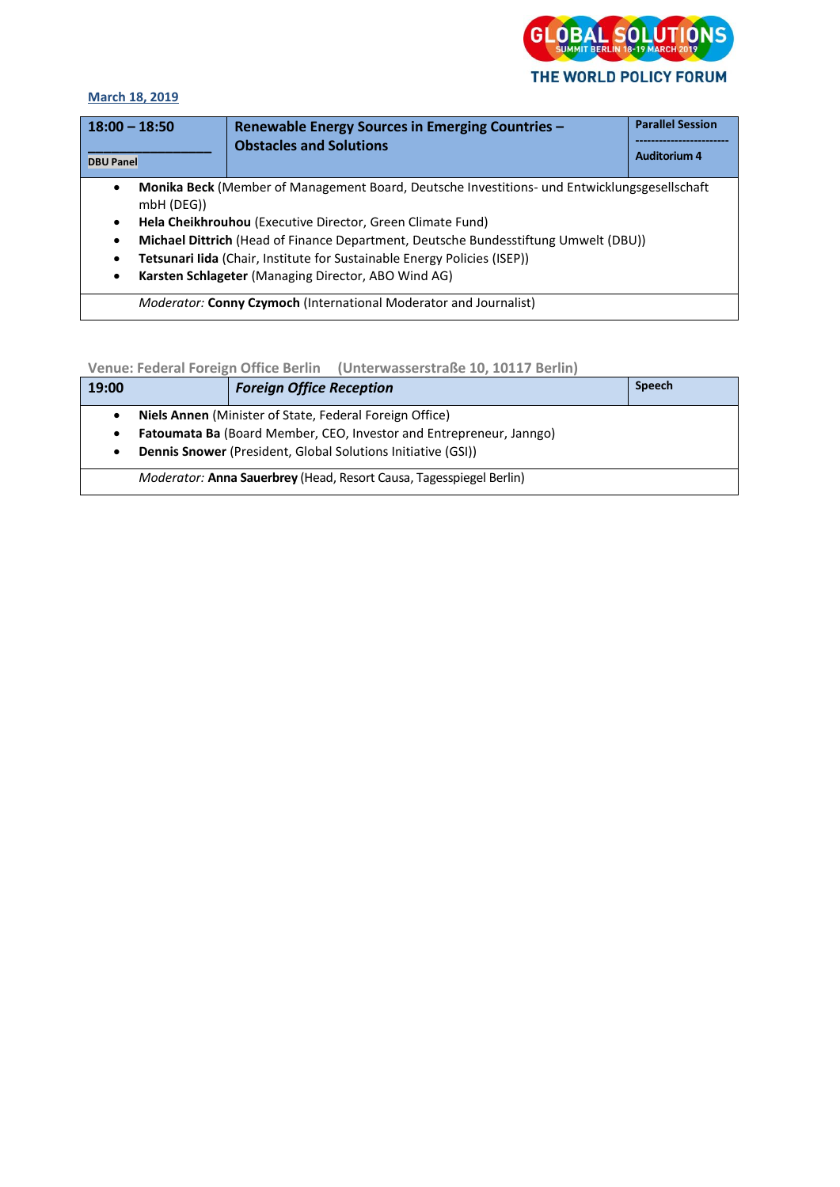**March 18, 2019**

| | | |
|---|---|---|
| **18:00 – 18:50**<br><br>**DBU Panel** | **Renewable Energy Sources in Emerging Countries – Obstacles and Solutions** | **Parallel Session**<br>------------------------<br>**Auditorium 4** |

- **Monika Beck** (Member of Management Board, Deutsche Investitions- und Entwicklungsgesellschaft mbH (DEG))
- **Hela Cheikhrouhou** (Executive Director, Green Climate Fund)
- **Michael Dittrich** (Head of Finance Department, Deutsche Bundesstiftung Umwelt (DBU))
- **Tetsunari Iida** (Chair, Institute for Sustainable Energy Policies (ISEP))
- **Karsten Schlageter** (Managing Director, ABO Wind AG)

*Moderator:* **Conny Czymoch** (International Moderator and Journalist)

**Venue: Federal Foreign Office Berlin (Unterwasserstraße 10, 10117 Berlin)**

| | | |
|---|---|---|
| **19:00** | ***Foreign Office Reception*** | **Speech** |

- **Niels Annen** (Minister of State, Federal Foreign Office)
- **Fatoumata Ba** (Board Member, CEO, Investor and Entrepreneur, Janngo)
- **Dennis Snower** (President, Global Solutions Initiative (GSI))

*Moderator:* **Anna Sauerbrey** (Head, Resort Causa, Tagesspiegel Berlin)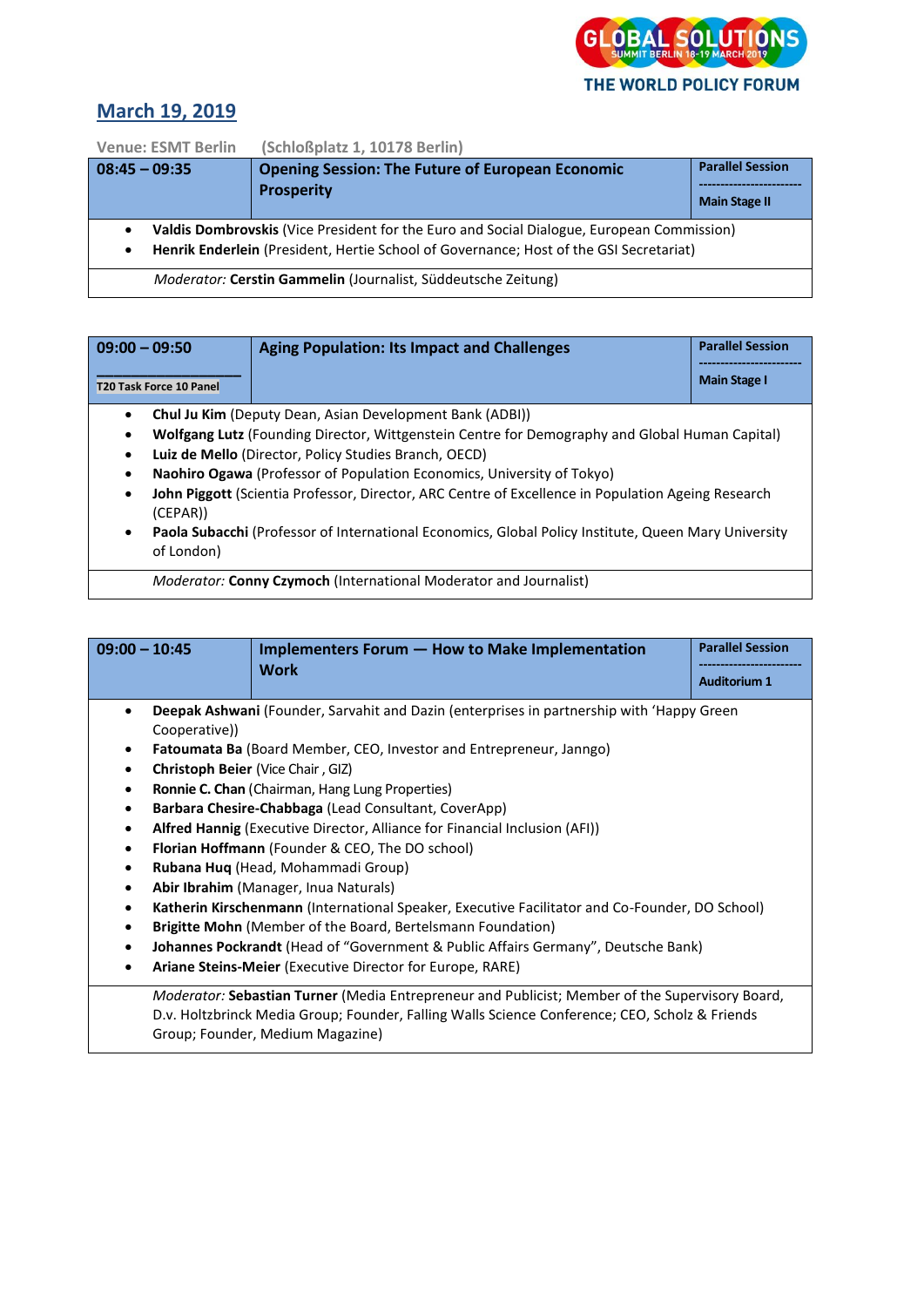GLOBAL SOLUTIONS SUMMIT BERLIN 18-19 MARCH 2019

THE WORLD POLICY FORUM

## March 19, 2019

Venue: ESMT Berlin (Schloßplatz 1, 10178 Berlin)

| 08:45 – 09:35 | **Opening Session: The Future of European Economic Prosperity** | Parallel Session ------------------------ Main Stage II |
|---|---|---|

- **Valdis Dombrovskis** (Vice President for the Euro and Social Dialogue, European Commission)
- **Henrik Enderlein** (President, Hertie School of Governance; Host of the GSI Secretariat)

*Moderator:* **Cerstin Gammelin** (Journalist, Süddeutsche Zeitung)

| 09:00 – 09:50 T20 Task Force 10 Panel | **Aging Population: Its Impact and Challenges** | Parallel Session ------------------------ Main Stage I |
|---|---|---|

- **Chul Ju Kim** (Deputy Dean, Asian Development Bank (ADBI))
- **Wolfgang Lutz** (Founding Director, Wittgenstein Centre for Demography and Global Human Capital)
- **Luiz de Mello** (Director, Policy Studies Branch, OECD)
- **Naohiro Ogawa** (Professor of Population Economics, University of Tokyo)
- **John Piggott** (Scientia Professor, Director, ARC Centre of Excellence in Population Ageing Research (CEPAR))
- **Paola Subacchi** (Professor of International Economics, Global Policy Institute, Queen Mary University of London)

*Moderator:* **Conny Czymoch** (International Moderator and Journalist)

| 09:00 – 10:45 | **Implementers Forum — How to Make Implementation Work** | Parallel Session ------------------------ Auditorium 1 |
|---|---|---|

- **Deepak Ashwani** (Founder, Sarvahit and Dazin (enterprises in partnership with 'Happy Green Cooperative))
- **Fatoumata Ba** (Board Member, CEO, Investor and Entrepreneur, Janngo)
- **Christoph Beier** (Vice Chair , GIZ)
- **Ronnie C. Chan** (Chairman, Hang Lung Properties)
- **Barbara Chesire-Chabbaga** (Lead Consultant, CoverApp)
- **Alfred Hannig** (Executive Director, Alliance for Financial Inclusion (AFI))
- **Florian Hoffmann** (Founder & CEO, The DO school)
- **Rubana Huq** (Head, Mohammadi Group)
- **Abir Ibrahim** (Manager, Inua Naturals)
- **Katherin Kirschenmann** (International Speaker, Executive Facilitator and Co-Founder, DO School)
- **Brigitte Mohn** (Member of the Board, Bertelsmann Foundation)
- **Johannes Pockrandt** (Head of "Government & Public Affairs Germany", Deutsche Bank)
- **Ariane Steins-Meier** (Executive Director for Europe, RARE)

*Moderator:* **Sebastian Turner** (Media Entrepreneur and Publicist; Member of the Supervisory Board, D.v. Holtzbrinck Media Group; Founder, Falling Walls Science Conference; CEO, Scholz & Friends Group; Founder, Medium Magazine)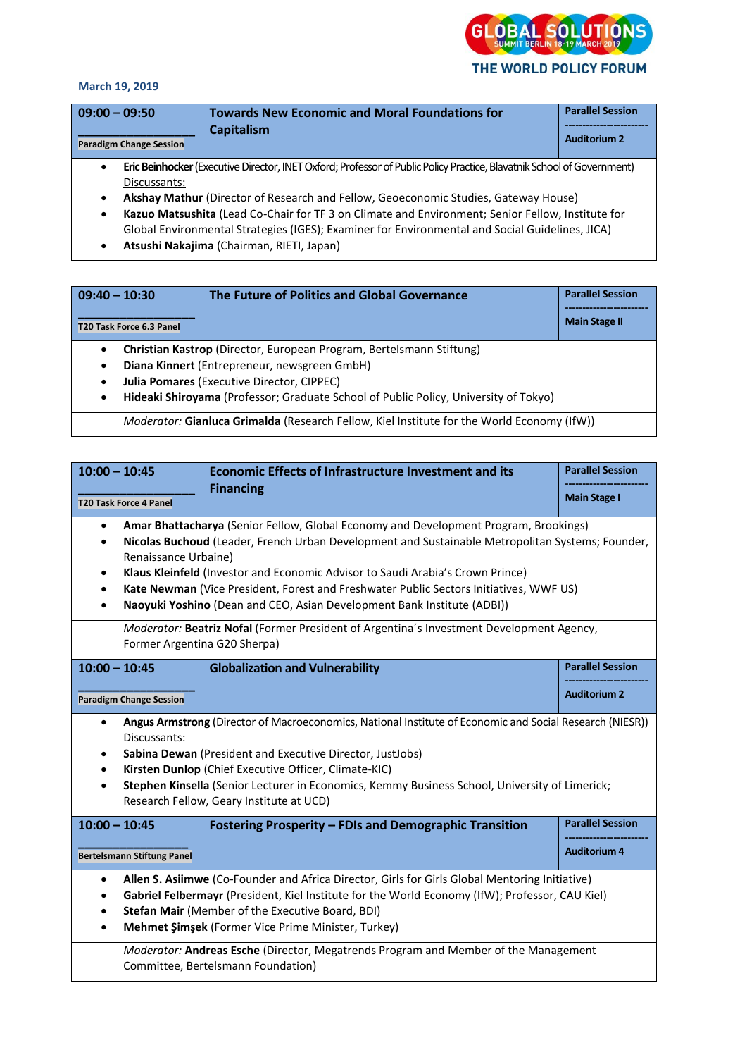March 19, 2019

| 09:00 – 09:50<br>Paradigm Change Session | Towards New Economic and Moral Foundations for Capitalism | Parallel Session<br>Auditorium 2 |
|---|---|---|

- **Eric Beinhocker** (Executive Director, INET Oxford; Professor of Public Policy Practice, Blavatnik School of Government)
  Discussants:
- **Akshay Mathur** (Director of Research and Fellow, Geoeconomic Studies, Gateway House)
- **Kazuo Matsushita** (Lead Co-Chair for TF 3 on Climate and Environment; Senior Fellow, Institute for Global Environmental Strategies (IGES); Examiner for Environmental and Social Guidelines, JICA)
- **Atsushi Nakajima** (Chairman, RIETI, Japan)

| 09:40 – 10:30<br>T20 Task Force 6.3 Panel | The Future of Politics and Global Governance | Parallel Session<br>Main Stage II |
|---|---|---|

- **Christian Kastrop** (Director, European Program, Bertelsmann Stiftung)
- **Diana Kinnert** (Entrepreneur, newsgreen GmbH)
- **Julia Pomares** (Executive Director, CIPPEC)
- **Hideaki Shiroyama** (Professor; Graduate School of Public Policy, University of Tokyo)

*Moderator:* **Gianluca Grimalda** (Research Fellow, Kiel Institute for the World Economy (IfW))

| 10:00 – 10:45<br>T20 Task Force 4 Panel | Economic Effects of Infrastructure Investment and its Financing | Parallel Session<br>Main Stage I |
|---|---|---|

- **Amar Bhattacharya** (Senior Fellow, Global Economy and Development Program, Brookings)
- **Nicolas Buchoud** (Leader, French Urban Development and Sustainable Metropolitan Systems; Founder, Renaissance Urbaine)
- **Klaus Kleinfeld** (Investor and Economic Advisor to Saudi Arabia's Crown Prince)
- **Kate Newman** (Vice President, Forest and Freshwater Public Sectors Initiatives, WWF US)
- **Naoyuki Yoshino** (Dean and CEO, Asian Development Bank Institute (ADBI))

*Moderator:* **Beatriz Nofal** (Former President of Argentina´s Investment Development Agency, Former Argentina G20 Sherpa)

| 10:00 – 10:45<br>Paradigm Change Session | Globalization and Vulnerability | Parallel Session<br>Auditorium 2 |
|---|---|---|

- **Angus Armstrong** (Director of Macroeconomics, National Institute of Economic and Social Research (NIESR))
  Discussants:
- **Sabina Dewan** (President and Executive Director, JustJobs)
- **Kirsten Dunlop** (Chief Executive Officer, Climate-KIC)
- **Stephen Kinsella** (Senior Lecturer in Economics, Kemmy Business School, University of Limerick; Research Fellow, Geary Institute at UCD)

| 10:00 – 10:45<br>Bertelsmann Stiftung Panel | Fostering Prosperity – FDIs and Demographic Transition | Parallel Session<br>Auditorium 4 |
|---|---|---|

- **Allen S. Asiimwe** (Co-Founder and Africa Director, Girls for Girls Global Mentoring Initiative)
- **Gabriel Felbermayr** (President, Kiel Institute for the World Economy (IfW); Professor, CAU Kiel)
- **Stefan Mair** (Member of the Executive Board, BDI)
- **Mehmet Şimşek** (Former Vice Prime Minister, Turkey)

*Moderator:* **Andreas Esche** (Director, Megatrends Program and Member of the Management Committee, Bertelsmann Foundation)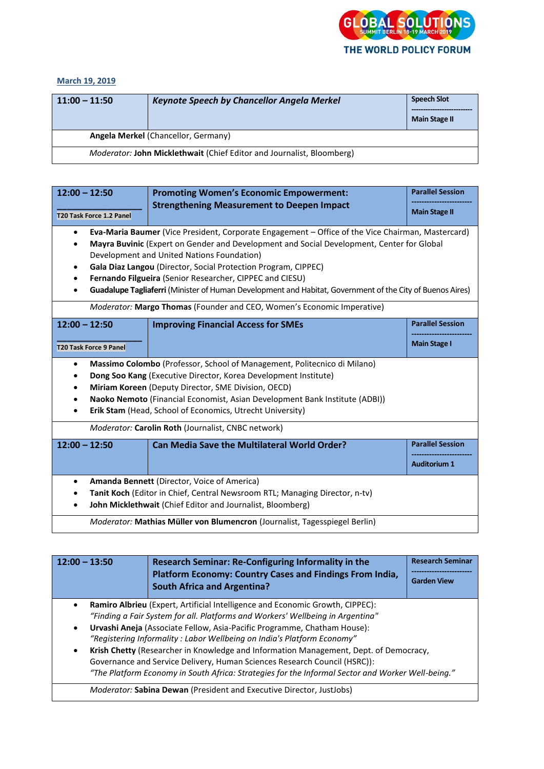**March 19, 2019**

| | | |
|---|---|---|
| **11:00 – 11:50** | ***Keynote Speech by Chancellor Angela Merkel*** | **Speech Slot** ------------------------ **Main Stage II** |

**Angela Merkel** (Chancellor, Germany)

*Moderator:* **John Micklethwait** (Chief Editor and Journalist, Bloomberg)

| | | |
|---|---|---|
| **12:00 – 12:50** ________________ **T20 Task Force 1.2 Panel** | **Promoting Women's Economic Empowerment: Strengthening Measurement to Deepen Impact** | **Parallel Session** ------------------------ **Main Stage II** |

- **Eva-Maria Baumer** (Vice President, Corporate Engagement – Office of the Vice Chairman, Mastercard)
- **Mayra Buvinic** (Expert on Gender and Development and Social Development, Center for Global Development and United Nations Foundation)
- **Gala Diaz Langou** (Director, Social Protection Program, CIPPEC)
- **Fernando Filgueira** (Senior Researcher, CIPPEC and CIESU)
- **Guadalupe Tagliaferri** (Minister of Human Development and Habitat, Government of the City of Buenos Aires)

*Moderator:* **Margo Thomas** (Founder and CEO, Women's Economic Imperative)

| | | |
|---|---|---|
| **12:00 – 12:50** ________________ **T20 Task Force 9 Panel** | **Improving Financial Access for SMEs** | **Parallel Session** ------------------------ **Main Stage I** |

- **Massimo Colombo** (Professor, School of Management, Politecnico di Milano)
- **Dong Soo Kang** (Executive Director, Korea Development Institute)
- **Miriam Koreen** (Deputy Director, SME Division, OECD)
- **Naoko Nemoto** (Financial Economist, Asian Development Bank Institute (ADBI))
- **Erik Stam** (Head, School of Economics, Utrecht University)

*Moderator:* **Carolin Roth** (Journalist, CNBC network)

| | | |
|---|---|---|
| **12:00 – 12:50** | **Can Media Save the Multilateral World Order?** | **Parallel Session** ------------------------ **Auditorium 1** |

- **Amanda Bennett** (Director, Voice of America)
- **Tanit Koch** (Editor in Chief, Central Newsroom RTL; Managing Director, n-tv)
- **John Micklethwait** (Chief Editor and Journalist, Bloomberg)

*Moderator:* **Mathias Müller von Blumencron** (Journalist, Tagesspiegel Berlin)

| | | |
|---|---|---|
| **12:00 – 13:50** | **Research Seminar: Re-Configuring Informality in the Platform Economy: Country Cases and Findings From India, South Africa and Argentina?** | **Research Seminar** ------------------------ **Garden View** |

- **Ramiro Albrieu** (Expert, Artificial Intelligence and Economic Growth, CIPPEC): *"Finding a Fair System for all. Platforms and Workers' Wellbeing in Argentina"*
- **Urvashi Aneja** (Associate Fellow, Asia-Pacific Programme, Chatham House): *"Registering Informality : Labor Wellbeing on India's Platform Economy"*
- **Krish Chetty** (Researcher in Knowledge and Information Management, Dept. of Democracy, Governance and Service Delivery, Human Sciences Research Council (HSRC)): *"The Platform Economy in South Africa: Strategies for the Informal Sector and Worker Well-being."*

*Moderator:* **Sabina Dewan** (President and Executive Director, JustJobs)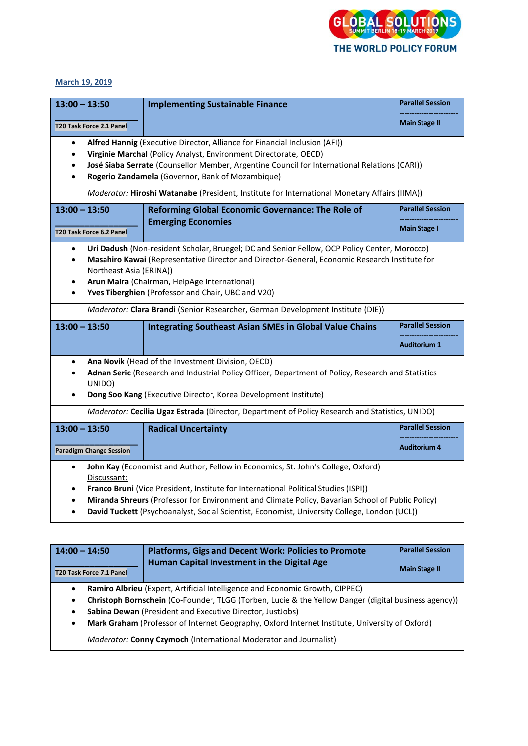March 19, 2019

| | | |
|---|---|---|
| **13:00 – 13:50**<br>T20 Task Force 2.1 Panel | **Implementing Sustainable Finance** | **Parallel Session**<br>**Main Stage II** |

- **Alfred Hannig** (Executive Director, Alliance for Financial Inclusion (AFI))
- **Virginie Marchal** (Policy Analyst, Environment Directorate, OECD)
- **José Siaba Serrate** (Counsellor Member, Argentine Council for International Relations (CARI))
- **Rogerio Zandamela** (Governor, Bank of Mozambique)

*Moderator:* **Hiroshi Watanabe** (President, Institute for International Monetary Affairs (IIMA))

| | | |
|---|---|---|
| **13:00 – 13:50**<br>T20 Task Force 6.2 Panel | **Reforming Global Economic Governance: The Role of Emerging Economies** | **Parallel Session**<br>**Main Stage I** |

- **Uri Dadush** (Non-resident Scholar, Bruegel; DC and Senior Fellow, OCP Policy Center, Morocco)
- **Masahiro Kawai** (Representative Director and Director-General, Economic Research Institute for Northeast Asia (ERINA))
- **Arun Maira** (Chairman, HelpAge International)
- **Yves Tiberghien** (Professor and Chair, UBC and V20)

*Moderator:* **Clara Brandi** (Senior Researcher, German Development Institute (DIE))

| | | |
|---|---|---|
| **13:00 – 13:50** | **Integrating Southeast Asian SMEs in Global Value Chains** | **Parallel Session**<br>**Auditorium 1** |

- **Ana Novik** (Head of the Investment Division, OECD)
- **Adnan Seric** (Research and Industrial Policy Officer, Department of Policy, Research and Statistics UNIDO)
- **Dong Soo Kang** (Executive Director, Korea Development Institute)

*Moderator:* **Cecilia Ugaz Estrada** (Director, Department of Policy Research and Statistics, UNIDO)

| | | |
|---|---|---|
| **13:00 – 13:50**<br>Paradigm Change Session | **Radical Uncertainty** | **Parallel Session**<br>**Auditorium 4** |

- **John Kay** (Economist and Author; Fellow in Economics, St. John's College, Oxford)
  Discussant:
- **Franco Bruni** (Vice President, Institute for International Political Studies (ISPI))
- **Miranda Shreurs** (Professor for Environment and Climate Policy, Bavarian School of Public Policy)
- **David Tuckett** (Psychoanalyst, Social Scientist, Economist, University College, London (UCL))

| | | |
|---|---|---|
| **14:00 – 14:50**<br>T20 Task Force 7.1 Panel | **Platforms, Gigs and Decent Work: Policies to Promote Human Capital Investment in the Digital Age** | **Parallel Session**<br>**Main Stage II** |

- **Ramiro Albrieu** (Expert, Artificial Intelligence and Economic Growth, CIPPEC)
- **Christoph Bornschein** (Co-Founder, TLGG (Torben, Lucie & the Yellow Danger (digital business agency))
- **Sabina Dewan** (President and Executive Director, JustJobs)
- **Mark Graham** (Professor of Internet Geography, Oxford Internet Institute, University of Oxford)

*Moderator:* **Conny Czymoch** (International Moderator and Journalist)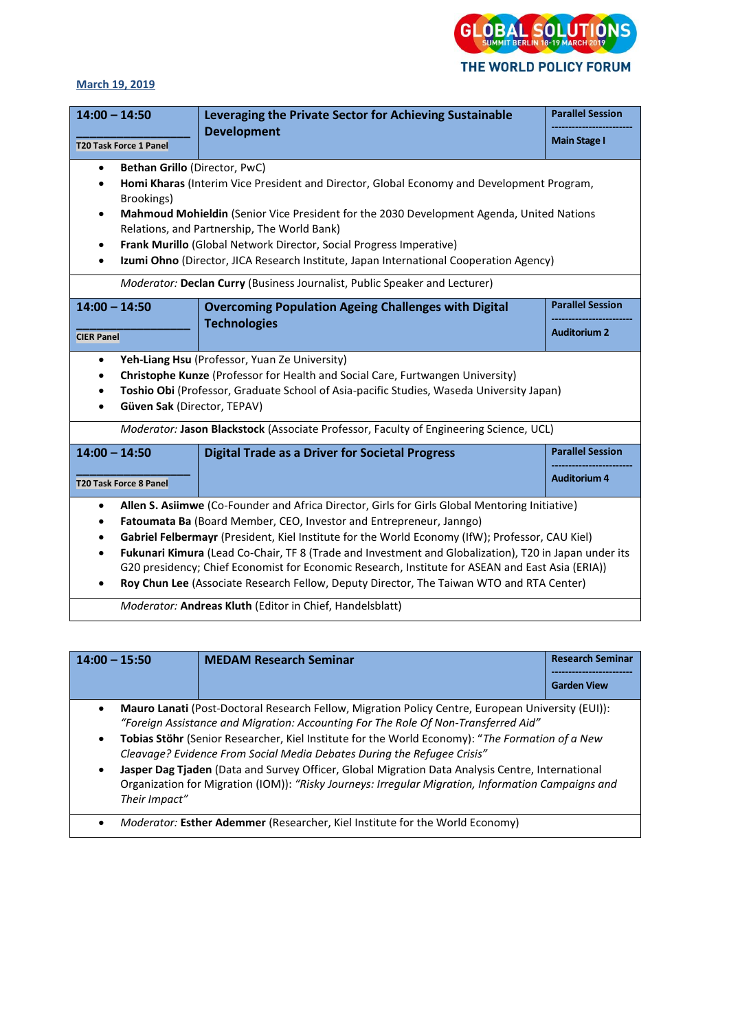**GLOBAL SOLUTIONS**
SUMMIT BERLIN 18-19 MARCH 2019
**THE WORLD POLICY FORUM**

**March 19, 2019**

| | | |
|---|---|---|
| **14:00 – 14:50** <br> **T20 Task Force 1 Panel** | **Leveraging the Private Sector for Achieving Sustainable Development** | **Parallel Session** <br> **Main Stage I** |

- **Bethan Grillo** (Director, PwC)
- **Homi Kharas** (Interim Vice President and Director, Global Economy and Development Program, Brookings)
- **Mahmoud Mohieldin** (Senior Vice President for the 2030 Development Agenda, United Nations Relations, and Partnership, The World Bank)
- **Frank Murillo** (Global Network Director, Social Progress Imperative)
- **Izumi Ohno** (Director, JICA Research Institute, Japan International Cooperation Agency)

*Moderator:* **Declan Curry** (Business Journalist, Public Speaker and Lecturer)

| | | |
|---|---|---|
| **14:00 – 14:50** <br> **CIER Panel** | **Overcoming Population Ageing Challenges with Digital Technologies** | **Parallel Session** <br> **Auditorium 2** |

- **Yeh-Liang Hsu** (Professor, Yuan Ze University)
- **Christophe Kunze** (Professor for Health and Social Care, Furtwangen University)
- **Toshio Obi** (Professor, Graduate School of Asia-pacific Studies, Waseda University Japan)
- **Güven Sak** (Director, TEPAV)

*Moderator:* **Jason Blackstock** (Associate Professor, Faculty of Engineering Science, UCL)

| | | |
|---|---|---|
| **14:00 – 14:50** <br> **T20 Task Force 8 Panel** | **Digital Trade as a Driver for Societal Progress** | **Parallel Session** <br> **Auditorium 4** |

- **Allen S. Asiimwe** (Co-Founder and Africa Director, Girls for Girls Global Mentoring Initiative)
- **Fatoumata Ba** (Board Member, CEO, Investor and Entrepreneur, Janngo)
- **Gabriel Felbermayr** (President, Kiel Institute for the World Economy (IfW); Professor, CAU Kiel)
- **Fukunari Kimura** (Lead Co-Chair, TF 8 (Trade and Investment and Globalization), T20 in Japan under its G20 presidency; Chief Economist for Economic Research, Institute for ASEAN and East Asia (ERIA))
- **Roy Chun Lee** (Associate Research Fellow, Deputy Director, The Taiwan WTO and RTA Center)

*Moderator:* **Andreas Kluth** (Editor in Chief, Handelsblatt)

| | | |
|---|---|---|
| **14:00 – 15:50** | **MEDAM Research Seminar** | **Research Seminar** <br> **Garden View** |

- **Mauro Lanati** (Post-Doctoral Research Fellow, Migration Policy Centre, European University (EUI)): *"Foreign Assistance and Migration: Accounting For The Role Of Non-Transferred Aid"*
- **Tobias Stöhr** (Senior Researcher, Kiel Institute for the World Economy): "*The Formation of a New Cleavage? Evidence From Social Media Debates During the Refugee Crisis"*
- **Jasper Dag Tjaden** (Data and Survey Officer, Global Migration Data Analysis Centre, International Organization for Migration (IOM)): *"Risky Journeys: Irregular Migration, Information Campaigns and Their Impact"*

- *Moderator:* **Esther Ademmer** (Researcher, Kiel Institute for the World Economy)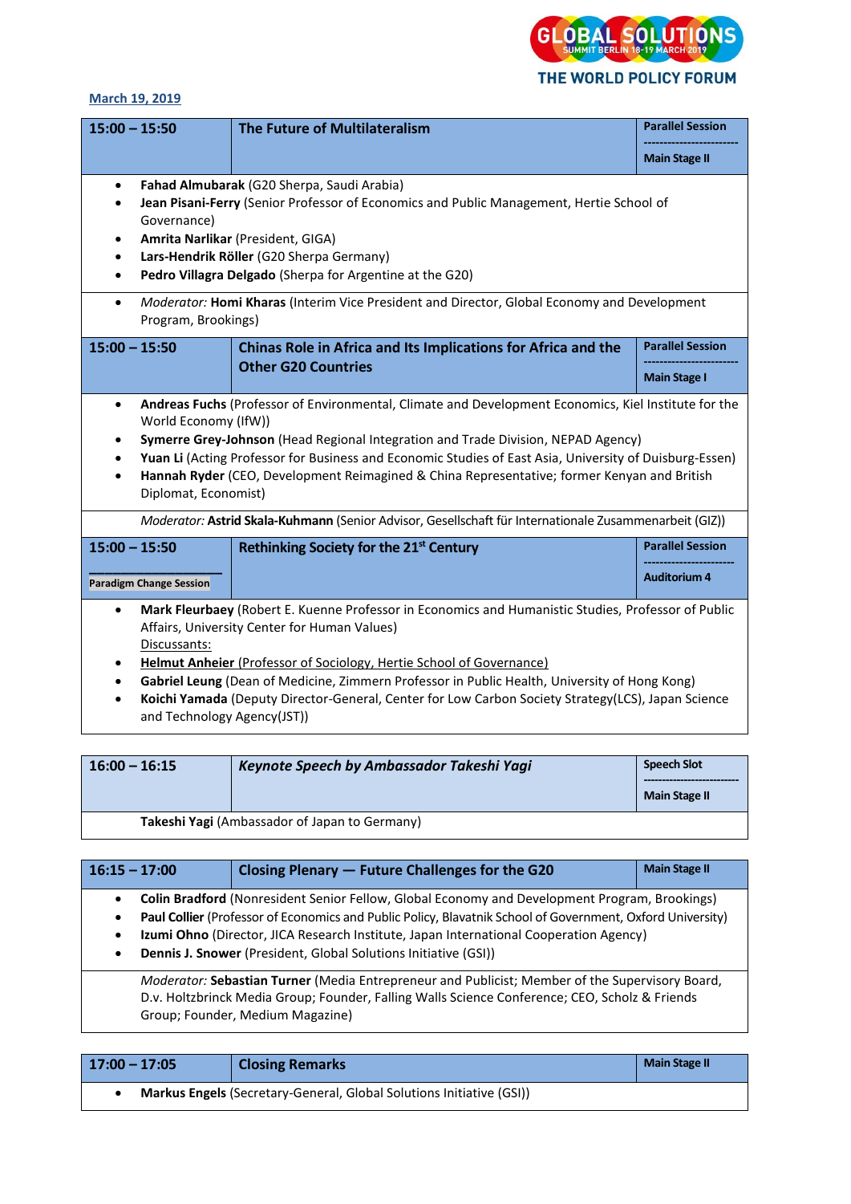March 19, 2019

| 15:00 – 15:50 | **The Future of Multilateralism** | **Parallel Session** ---------------------- **Main Stage II** |
|---|---|---|

- **Fahad Almubarak** (G20 Sherpa, Saudi Arabia)
- **Jean Pisani-Ferry** (Senior Professor of Economics and Public Management, Hertie School of Governance)
- **Amrita Narlikar** (President, GIGA)
- **Lars-Hendrik Röller** (G20 Sherpa Germany)
- **Pedro Villagra Delgado** (Sherpa for Argentine at the G20)

- *Moderator:* **Homi Kharas** (Interim Vice President and Director, Global Economy and Development Program, Brookings)

| 15:00 – 15:50 | **Chinas Role in Africa and Its Implications for Africa and the Other G20 Countries** | **Parallel Session** ---------------------- **Main Stage I** |
|---|---|---|

- **Andreas Fuchs** (Professor of Environmental, Climate and Development Economics, Kiel Institute for the World Economy (IfW))
- **Symerre Grey-Johnson** (Head Regional Integration and Trade Division, NEPAD Agency)
- **Yuan Li** (Acting Professor for Business and Economic Studies of East Asia, University of Duisburg-Essen)
- **Hannah Ryder** (CEO, Development Reimagined & China Representative; former Kenyan and British Diplomat, Economist)

*Moderator:* **Astrid Skala-Kuhmann** (Senior Advisor, Gesellschaft für Internationale Zusammenarbeit (GIZ))

| 15:00 – 15:50 Paradigm Change Session | **Rethinking Society for the 21st Century** | **Parallel Session** ---------------------- **Auditorium 4** |
|---|---|---|

- **Mark Fleurbaey** (Robert E. Kuenne Professor in Economics and Humanistic Studies, Professor of Public Affairs, University Center for Human Values)
  Discussants:
- **Helmut Anheier** (Professor of Sociology, Hertie School of Governance)
- **Gabriel Leung** (Dean of Medicine, Zimmern Professor in Public Health, University of Hong Kong)
- **Koichi Yamada** (Deputy Director-General, Center for Low Carbon Society Strategy(LCS), Japan Science and Technology Agency(JST))

| 16:00 – 16:15 | ***Keynote Speech by Ambassador Takeshi Yagi*** | **Speech Slot** ---------------------- **Main Stage II** |
|---|---|---|

**Takeshi Yagi** (Ambassador of Japan to Germany)

| 16:15 – 17:00 | **Closing Plenary — Future Challenges for the G20** | **Main Stage II** |
|---|---|---|

- **Colin Bradford** (Nonresident Senior Fellow, Global Economy and Development Program, Brookings)
- **Paul Collier** (Professor of Economics and Public Policy, Blavatnik School of Government, Oxford University)
- **Izumi Ohno** (Director, JICA Research Institute, Japan International Cooperation Agency)
- **Dennis J. Snower** (President, Global Solutions Initiative (GSI))

*Moderator:* **Sebastian Turner** (Media Entrepreneur and Publicist; Member of the Supervisory Board, D.v. Holtzbrinck Media Group; Founder, Falling Walls Science Conference; CEO, Scholz & Friends Group; Founder, Medium Magazine)

| 17:00 – 17:05 | **Closing Remarks** | **Main Stage II** |
|---|---|---|

- **Markus Engels** (Secretary-General, Global Solutions Initiative (GSI))